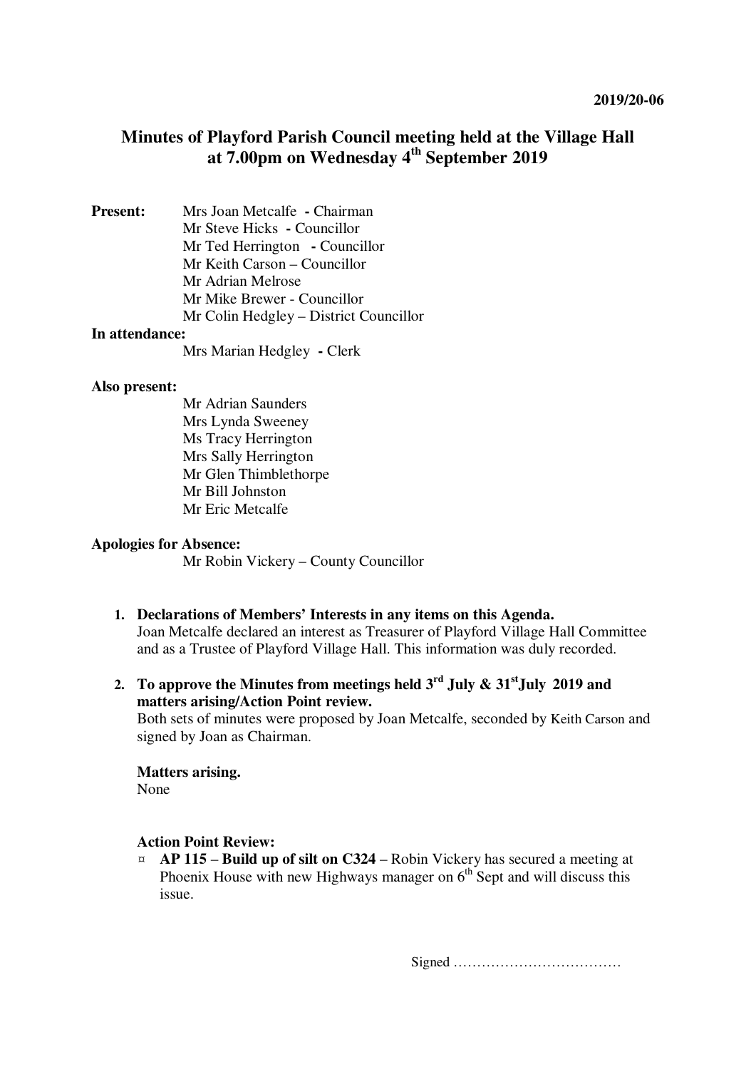**2019/20-06**

# Minutes of Playford Parish Council meeting held at the Village Hall at 7.00pm on Wednesday 4th September 2019

**Present:**
Mrs Joan Metcalfe - Chairman
Mr Steve Hicks - Councillor
Mr Ted Herrington - Councillor
Mr Keith Carson – Councillor
Mr Adrian Melrose
Mr Mike Brewer - Councillor
Mr Colin Hedgley – District Councillor

**In attendance:**
Mrs Marian Hedgley - Clerk

**Also present:**
Mr Adrian Saunders
Mrs Lynda Sweeney
Ms Tracy Herrington
Mrs Sally Herrington
Mr Glen Thimblethorpe
Mr Bill Johnston
Mr Eric Metcalfe

**Apologies for Absence:**
Mr Robin Vickery – County Councillor

1. **Declarations of Members' Interests in any items on this Agenda.**
   Joan Metcalfe declared an interest as Treasurer of Playford Village Hall Committee and as a Trustee of Playford Village Hall. This information was duly recorded.

2. **To approve the Minutes from meetings held 3rd July & 31st July 2019 and matters arising/Action Point review.**
   Both sets of minutes were proposed by Joan Metcalfe, seconded by Keith Carson and signed by Joan as Chairman.

   **Matters arising.**
   None

   **Action Point Review:**
   - **AP 115** – **Build up of silt on C324** – Robin Vickery has secured a meeting at Phoenix House with new Highways manager on 6th Sept and will discuss this issue.

Signed ………………………………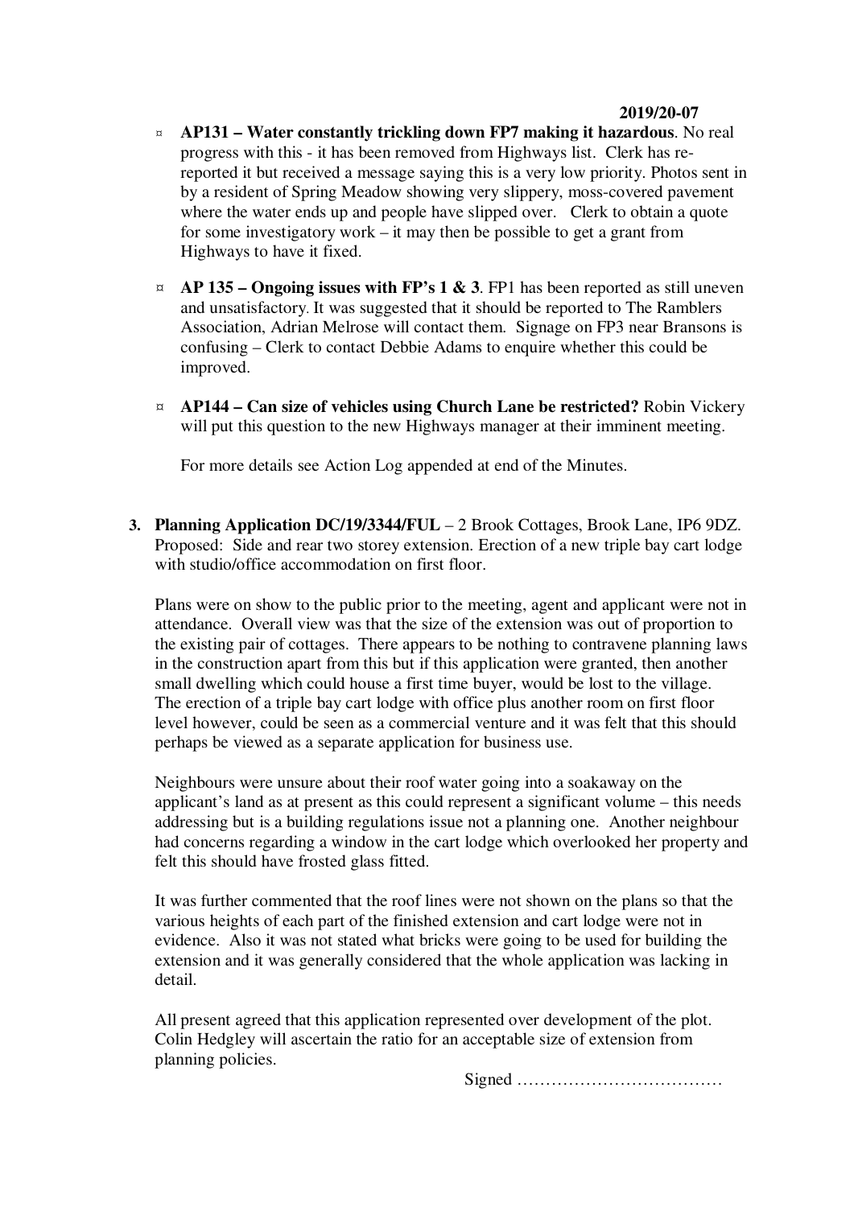2019/20-07

- ¤ **AP131 – Water constantly trickling down FP7 making it hazardous**. No real progress with this - it has been removed from Highways list. Clerk has re-reported it but received a message saying this is a very low priority. Photos sent in by a resident of Spring Meadow showing very slippery, moss-covered pavement where the water ends up and people have slipped over. Clerk to obtain a quote for some investigatory work – it may then be possible to get a grant from Highways to have it fixed.

- ¤ **AP 135 – Ongoing issues with FP's 1 & 3**. FP1 has been reported as still uneven and unsatisfactory. It was suggested that it should be reported to The Ramblers Association, Adrian Melrose will contact them. Signage on FP3 near Bransons is confusing – Clerk to contact Debbie Adams to enquire whether this could be improved.

- ¤ **AP144 – Can size of vehicles using Church Lane be restricted?** Robin Vickery will put this question to the new Highways manager at their imminent meeting.

  For more details see Action Log appended at end of the Minutes.

3. **Planning Application DC/19/3344/FUL** – 2 Brook Cottages, Brook Lane, IP6 9DZ. Proposed: Side and rear two storey extension. Erection of a new triple bay cart lodge with studio/office accommodation on first floor.

   Plans were on show to the public prior to the meeting, agent and applicant were not in attendance. Overall view was that the size of the extension was out of proportion to the existing pair of cottages. There appears to be nothing to contravene planning laws in the construction apart from this but if this application were granted, then another small dwelling which could house a first time buyer, would be lost to the village. The erection of a triple bay cart lodge with office plus another room on first floor level however, could be seen as a commercial venture and it was felt that this should perhaps be viewed as a separate application for business use.

   Neighbours were unsure about their roof water going into a soakaway on the applicant's land as at present as this could represent a significant volume – this needs addressing but is a building regulations issue not a planning one. Another neighbour had concerns regarding a window in the cart lodge which overlooked her property and felt this should have frosted glass fitted.

   It was further commented that the roof lines were not shown on the plans so that the various heights of each part of the finished extension and cart lodge were not in evidence. Also it was not stated what bricks were going to be used for building the extension and it was generally considered that the whole application was lacking in detail.

   All present agreed that this application represented over development of the plot. Colin Hedgley will ascertain the ratio for an acceptable size of extension from planning policies.

Signed ………………………………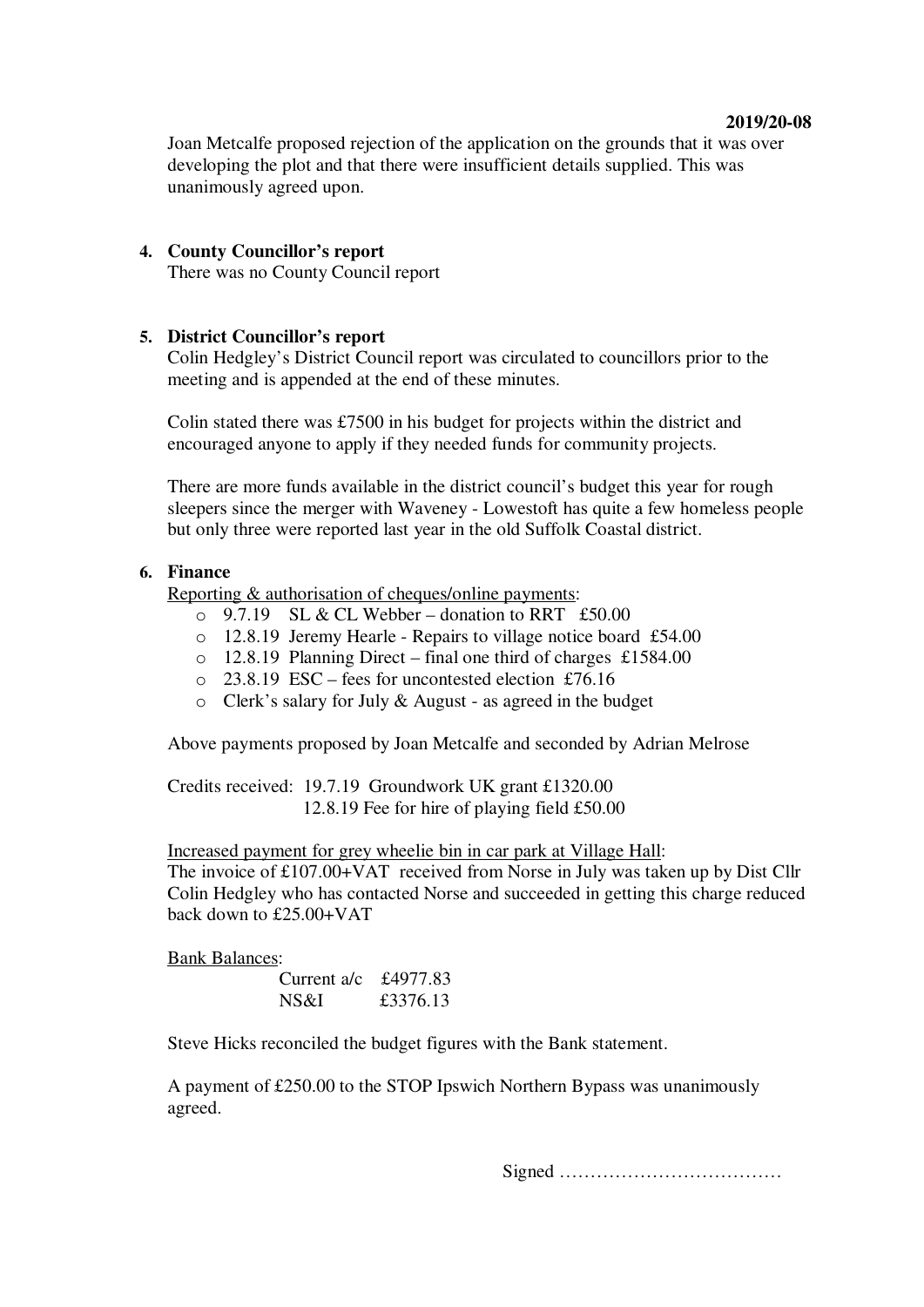**2019/20-08**

Joan Metcalfe proposed rejection of the application on the grounds that it was over developing the plot and that there were insufficient details supplied. This was unanimously agreed upon.

4. **County Councillor's report**
   There was no County Council report

5. **District Councillor's report**
   Colin Hedgley's District Council report was circulated to councillors prior to the meeting and is appended at the end of these minutes.

   Colin stated there was £7500 in his budget for projects within the district and encouraged anyone to apply if they needed funds for community projects.

   There are more funds available in the district council's budget this year for rough sleepers since the merger with Waveney - Lowestoft has quite a few homeless people but only three were reported last year in the old Suffolk Coastal district.

6. **Finance**
   Reporting & authorisation of cheques/online payments:
   - 9.7.19 SL & CL Webber – donation to RRT £50.00
   - 12.8.19 Jeremy Hearle - Repairs to village notice board £54.00
   - 12.8.19 Planning Direct – final one third of charges £1584.00
   - 23.8.19 ESC – fees for uncontested election £76.16
   - Clerk's salary for July & August - as agreed in the budget

   Above payments proposed by Joan Metcalfe and seconded by Adrian Melrose

   Credits received: 19.7.19 Groundwork UK grant £1320.00
   12.8.19 Fee for hire of playing field £50.00

   Increased payment for grey wheelie bin in car park at Village Hall:
   The invoice of £107.00+VAT received from Norse in July was taken up by Dist Cllr Colin Hedgley who has contacted Norse and succeeded in getting this charge reduced back down to £25.00+VAT

   Bank Balances:

   | | |
   |---|---|
   | Current a/c | £4977.83 |
   | NS&I | £3376.13 |

   Steve Hicks reconciled the budget figures with the Bank statement.

   A payment of £250.00 to the STOP Ipswich Northern Bypass was unanimously agreed.

Signed ………………………………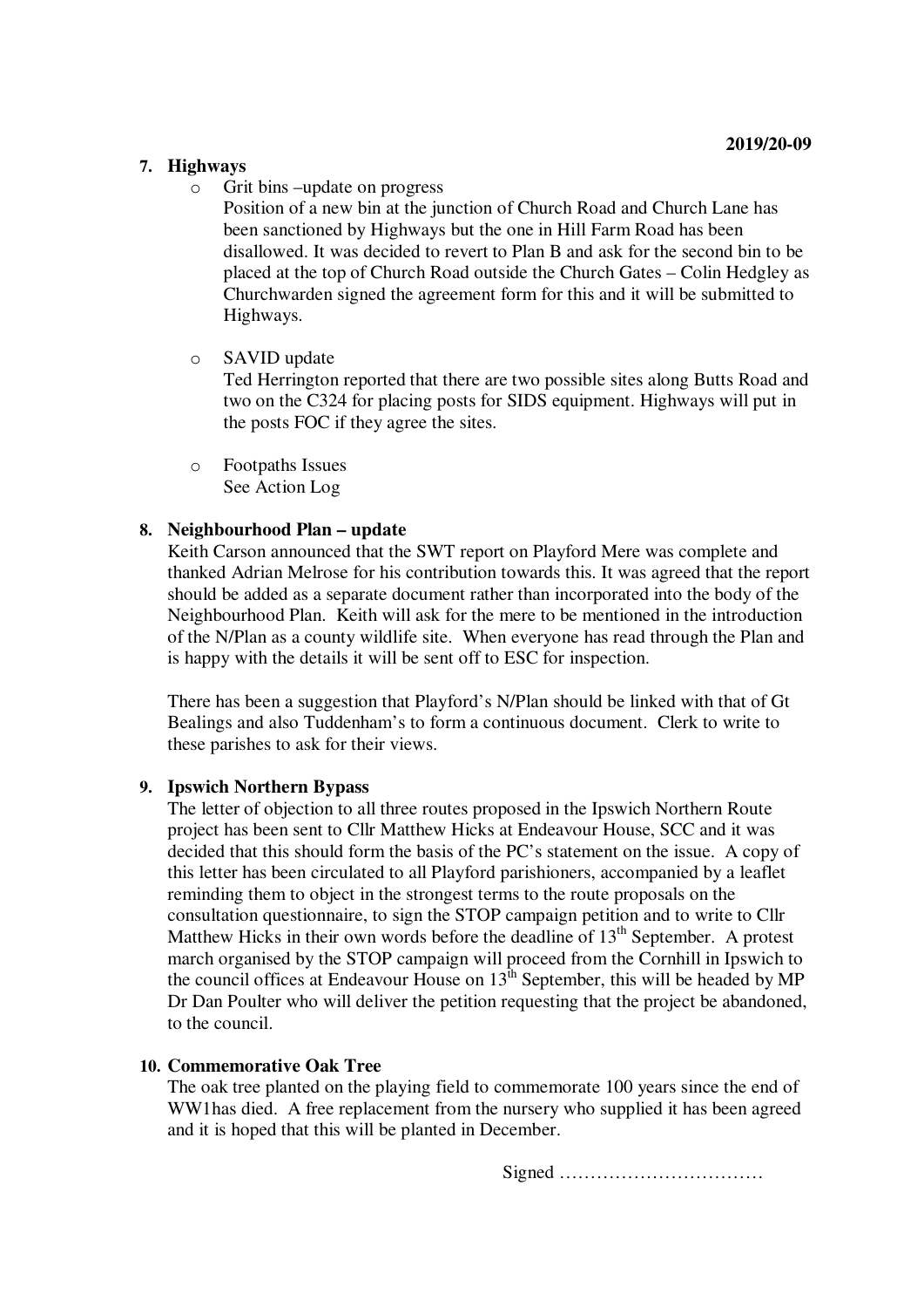2019/20-09

**7. Highways**

- Grit bins –update on progress

  Position of a new bin at the junction of Church Road and Church Lane has been sanctioned by Highways but the one in Hill Farm Road has been disallowed. It was decided to revert to Plan B and ask for the second bin to be placed at the top of Church Road outside the Church Gates – Colin Hedgley as Churchwarden signed the agreement form for this and it will be submitted to Highways.

- SAVID update

  Ted Herrington reported that there are two possible sites along Butts Road and two on the C324 for placing posts for SIDS equipment. Highways will put in the posts FOC if they agree the sites.

- Footpaths Issues

  See Action Log

**8. Neighbourhood Plan – update**

Keith Carson announced that the SWT report on Playford Mere was complete and thanked Adrian Melrose for his contribution towards this. It was agreed that the report should be added as a separate document rather than incorporated into the body of the Neighbourhood Plan. Keith will ask for the mere to be mentioned in the introduction of the N/Plan as a county wildlife site. When everyone has read through the Plan and is happy with the details it will be sent off to ESC for inspection.

There has been a suggestion that Playford's N/Plan should be linked with that of Gt Bealings and also Tuddenham's to form a continuous document. Clerk to write to these parishes to ask for their views.

**9. Ipswich Northern Bypass**

The letter of objection to all three routes proposed in the Ipswich Northern Route project has been sent to Cllr Matthew Hicks at Endeavour House, SCC and it was decided that this should form the basis of the PC's statement on the issue. A copy of this letter has been circulated to all Playford parishioners, accompanied by a leaflet reminding them to object in the strongest terms to the route proposals on the consultation questionnaire, to sign the STOP campaign petition and to write to Cllr Matthew Hicks in their own words before the deadline of 13th September. A protest march organised by the STOP campaign will proceed from the Cornhill in Ipswich to the council offices at Endeavour House on 13th September, this will be headed by MP Dr Dan Poulter who will deliver the petition requesting that the project be abandoned, to the council.

**10. Commemorative Oak Tree**

The oak tree planted on the playing field to commemorate 100 years since the end of WW1has died. A free replacement from the nursery who supplied it has been agreed and it is hoped that this will be planted in December.

Signed ……………………………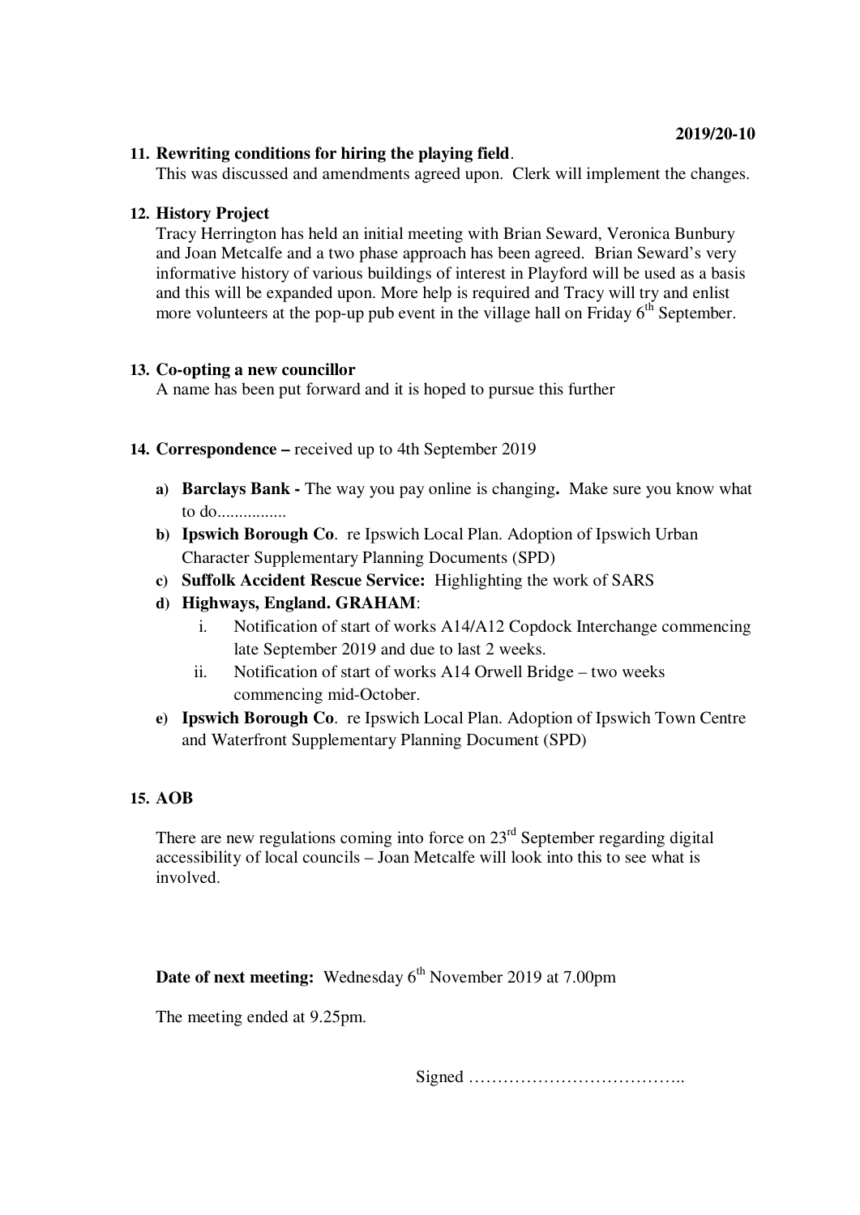2019/20-10

**11. Rewriting conditions for hiring the playing field**.

This was discussed and amendments agreed upon. Clerk will implement the changes.

**12. History Project**

Tracy Herrington has held an initial meeting with Brian Seward, Veronica Bunbury and Joan Metcalfe and a two phase approach has been agreed. Brian Seward's very informative history of various buildings of interest in Playford will be used as a basis and this will be expanded upon. More help is required and Tracy will try and enlist more volunteers at the pop-up pub event in the village hall on Friday 6th September.

**13. Co-opting a new councillor**

A name has been put forward and it is hoped to pursue this further

**14. Correspondence –** received up to 4th September 2019

a) **Barclays Bank -** The way you pay online is changing**.** Make sure you know what to do................
b) **Ipswich Borough Co**. re Ipswich Local Plan. Adoption of Ipswich Urban Character Supplementary Planning Documents (SPD)
c) **Suffolk Accident Rescue Service:** Highlighting the work of SARS
d) **Highways, England. GRAHAM**:
    i. Notification of start of works A14/A12 Copdock Interchange commencing late September 2019 and due to last 2 weeks.
    ii. Notification of start of works A14 Orwell Bridge – two weeks commencing mid-October.
e) **Ipswich Borough Co**. re Ipswich Local Plan. Adoption of Ipswich Town Centre and Waterfront Supplementary Planning Document (SPD)

**15. AOB**

There are new regulations coming into force on 23rd September regarding digital accessibility of local councils – Joan Metcalfe will look into this to see what is involved.

**Date of next meeting:** Wednesday 6th November 2019 at 7.00pm

The meeting ended at 9.25pm.

Signed ………………………………..